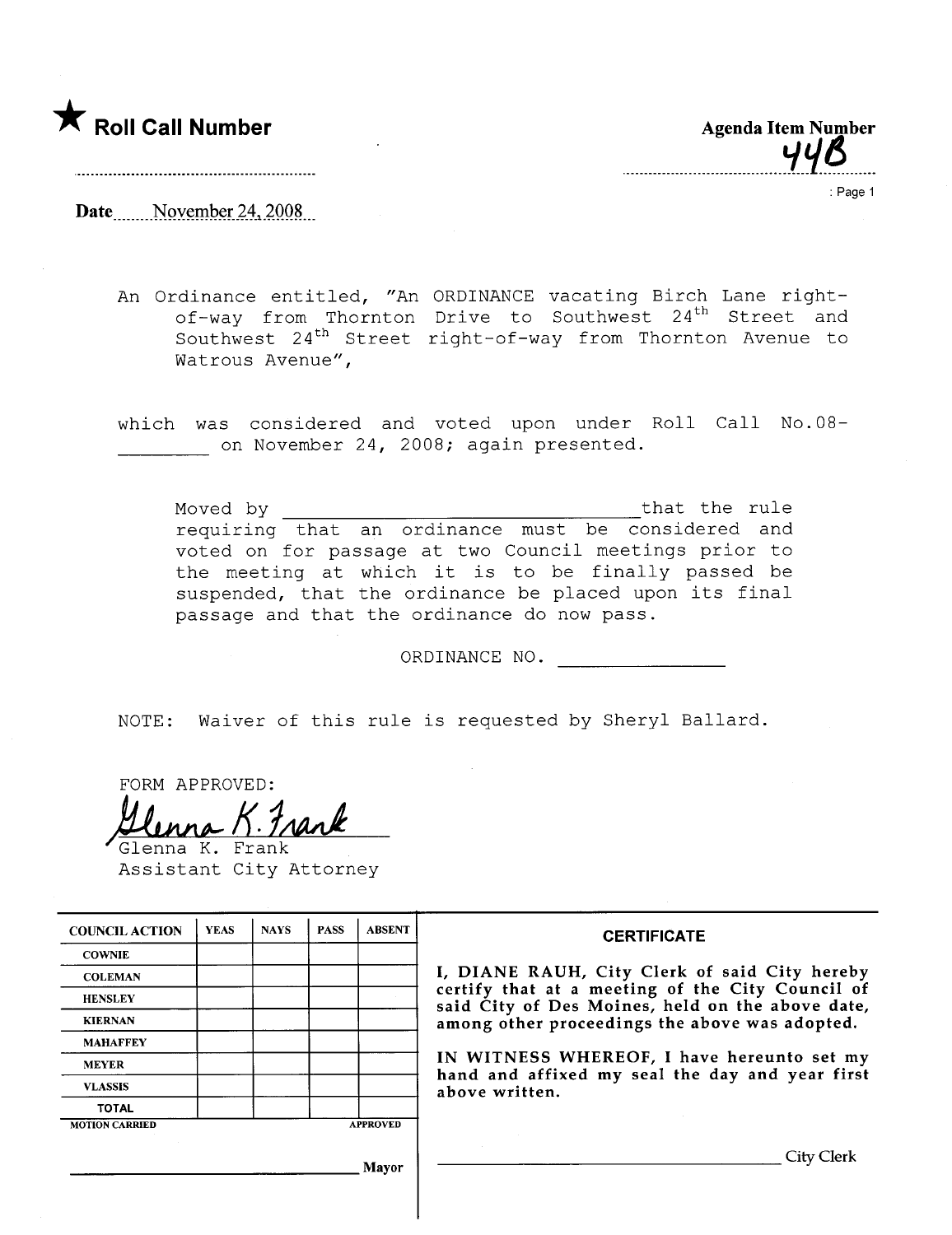★ **Roll Call Number**

**Agenda Item Number**

44B

Date November 24, 2008

An Ordinance entitled, "An ORDINANCE vacating Birch Lane right-of-way from Thornton Drive to Southwest 24th Street and Southwest 24th Street right-of-way from Thornton Avenue to Watrous Avenue",

which was considered and voted upon under Roll Call No.08-________ on November 24, 2008; again presented.

Moved by ________________________________that the rule requiring that an ordinance must be considered and voted on for passage at two Council meetings prior to the meeting at which it is to be finally passed be suspended, that the ordinance be placed upon its final passage and that the ordinance do now pass.

ORDINANCE NO. _______________

NOTE: Waiver of this rule is requested by Sheryl Ballard.

FORM APPROVED:

Glenna K. Frank
Glenna K. Frank
Assistant City Attorney

| COUNCIL ACTION | YEAS | NAYS | PASS | ABSENT |
|---|---|---|---|---|
| COWNIE | | | | |
| COLEMAN | | | | |
| HENSLEY | | | | |
| KIERNAN | | | | |
| MAHAFFEY | | | | |
| MEYER | | | | |
| VLASSIS | | | | |
| TOTAL | | | | |

MOTION CARRIED APPROVED

______________________________ Mayor

**CERTIFICATE**

I, DIANE RAUH, City Clerk of said City hereby certify that at a meeting of the City Council of said City of Des Moines, held on the above date, among other proceedings the above was adopted.

IN WITNESS WHEREOF, I have hereunto set my hand and affixed my seal the day and year first above written.

______________________________ City Clerk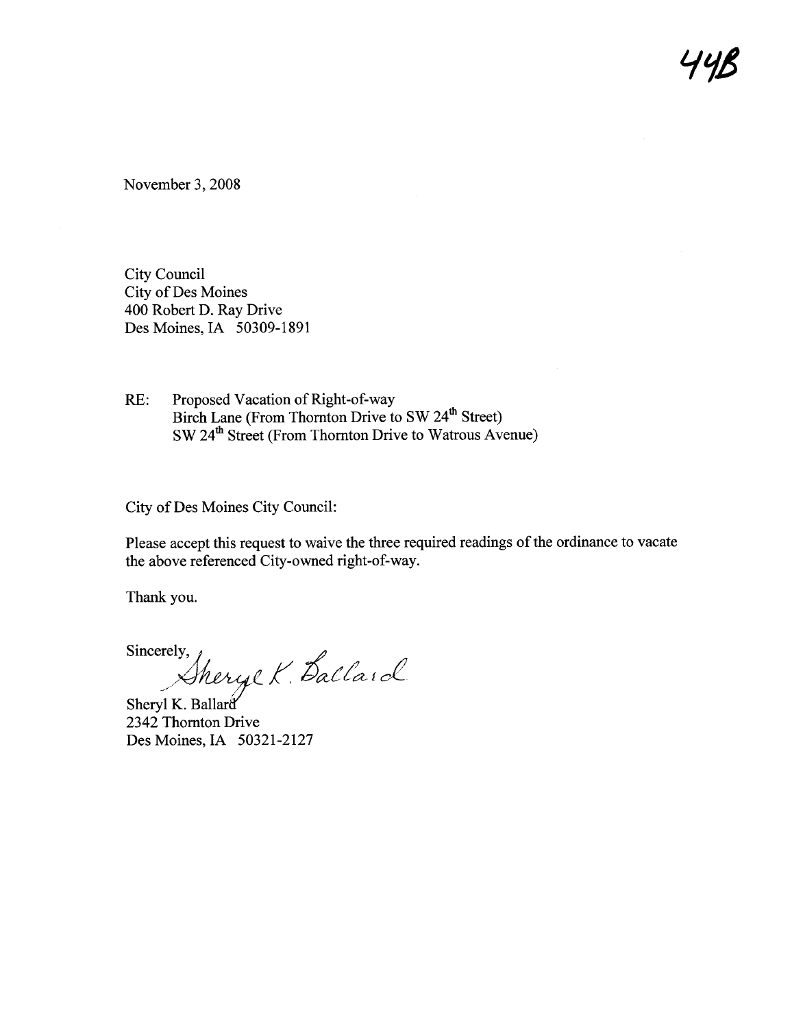44B

November 3, 2008

City Council  
City of Des Moines  
400 Robert D. Ray Drive  
Des Moines, IA 50309-1891

RE: Proposed Vacation of Right-of-way  
Birch Lane (From Thornton Drive to SW 24th Street)  
SW 24th Street (From Thornton Drive to Watrous Avenue)

City of Des Moines City Council:

Please accept this request to waive the three required readings of the ordinance to vacate the above referenced City-owned right-of-way.

Thank you.

Sincerely,

Sheryl K. Ballard

Sheryl K. Ballard  
2342 Thornton Drive  
Des Moines, IA 50321-2127